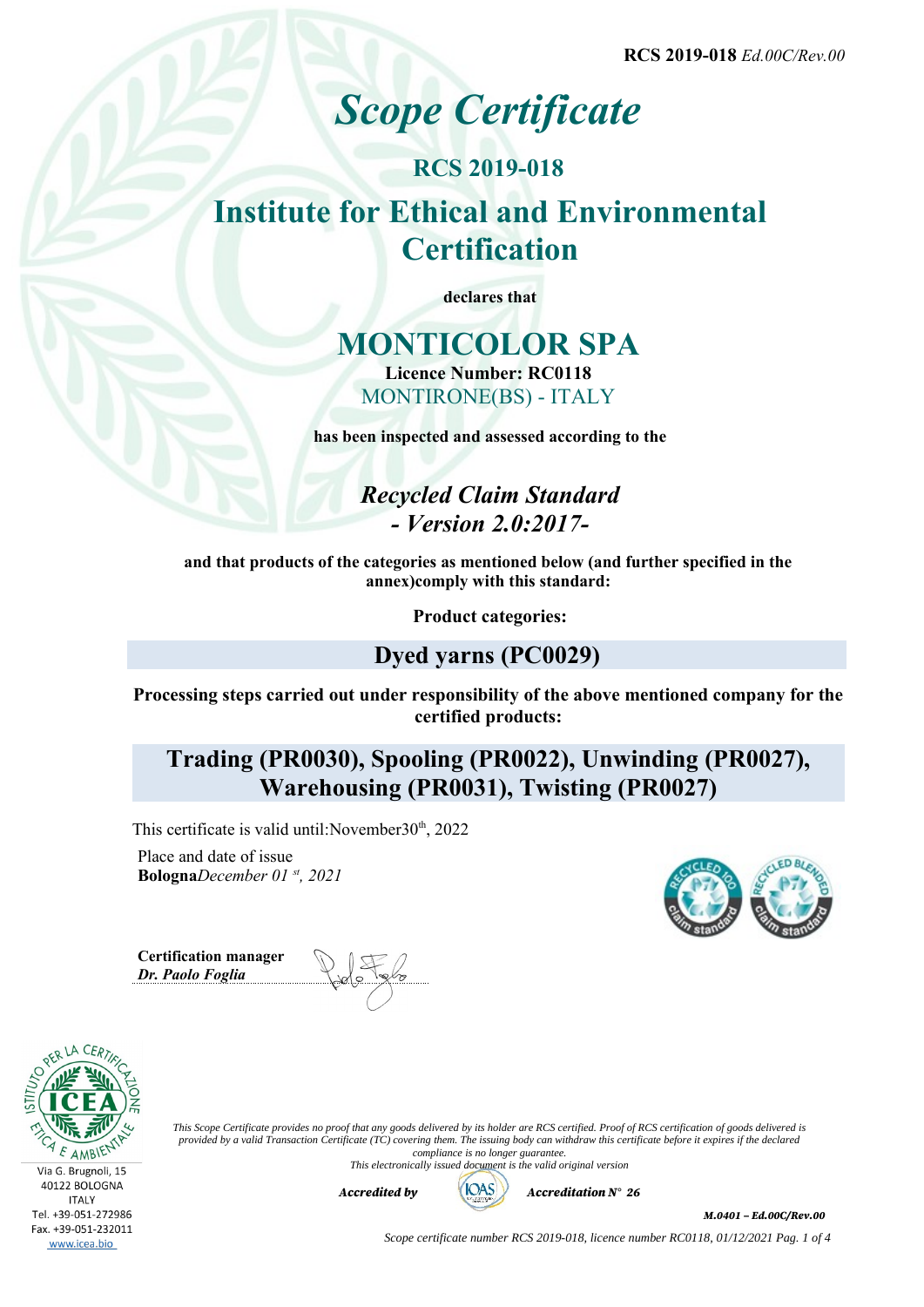**RCS 2019-018** *Ed.00C/Rev.00*

# *Scope Certificate*

## RCS 2019-018

## Institute for Ethical and Environmental Certification

**declares that**

# MONTICOLOR SPA

**Licence Number: RC0118**

MONTIRONE(BS) - ITALY

**has been inspected and assessed according to the**

## *Recycled Claim Standard*
## *- Version 2.0:2017-*

**and that products of the categories as mentioned below (and further specified in the annex)comply with this standard:**

**Product categories:**

## Dyed yarns (PC0029)

**Processing steps carried out under responsibility of the above mentioned company for the certified products:**

## Trading (PR0030), Spooling (PR0022), Unwinding (PR0027), Warehousing (PR0031), Twisting (PR0027)

This certificate is valid until:November30th, 2022

Place and date of issue
**Bologna***December 01 st, 2021*

**Certification manager**
***Dr. Paolo Foglia***

Via G. Brugnoli, 15
40122 BOLOGNA
ITALY
Tel. +39-051-272986
Fax. +39-051-232011
www.icea.bio

*This Scope Certificate provides no proof that any goods delivered by its holder are RCS certified. Proof of RCS certification of goods delivered is provided by a valid Transaction Certificate (TC) covering them. The issuing body can withdraw this certificate before it expires if the declared compliance is no longer guarantee.*
*This electronically issued document is the valid original version*

***Accredited by*** ***Accreditation N° 26***

***M.0401 – Ed.00C/Rev.00***

*Scope certificate number RCS 2019-018, licence number RC0118, 01/12/2021*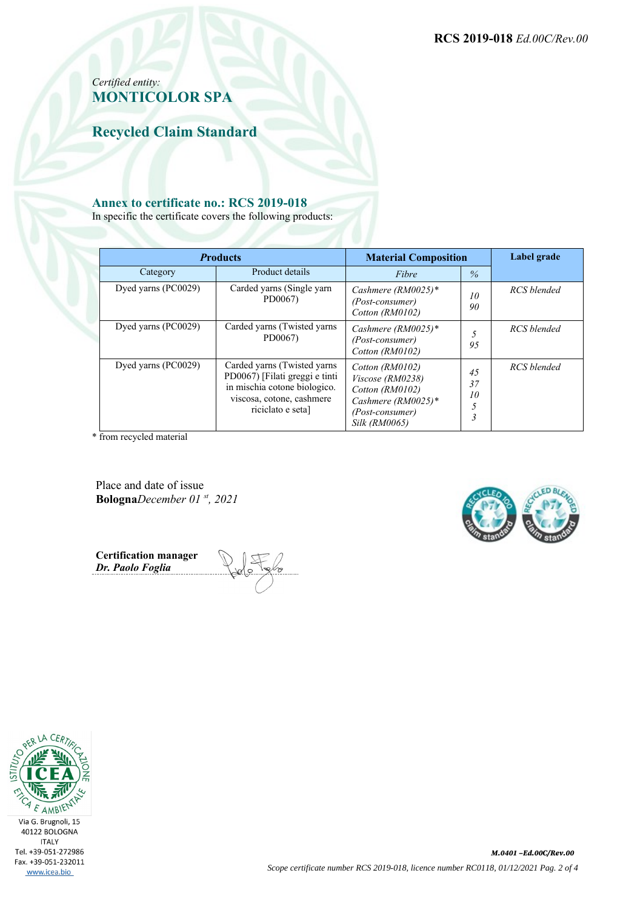*Certified entity:*
## MONTICOLOR SPA

## Recycled Claim Standard

### Annex to certificate no.: RCS 2019-018

In specific the certificate covers the following products:

| *Products* | | Material Composition | | Label grade |
|---|---|---|---|---|
| Category | Product details | *Fibre* | *%* | |
| Dyed yarns (PC0029) | Carded yarns (Single yarn PD0067) | *Cashmere (RM0025)\* (Post-consumer)*<br>*Cotton (RM0102)* | *10*<br>*90* | *RCS blended* |
| Dyed yarns (PC0029) | Carded yarns (Twisted yarns PD0067) | *Cashmere (RM0025)\* (Post-consumer)*<br>*Cotton (RM0102)* | *5*<br>*95* | *RCS blended* |
| Dyed yarns (PC0029) | Carded yarns (Twisted yarns PD0067) [Filati greggi e tinti in mischia cotone biologico. viscosa, cotone, cashmere riciclato e seta] | *Cotton (RM0102)*<br>*Viscose (RM0238)*<br>*Cotton (RM0102)*<br>*Cashmere (RM0025)\* (Post-consumer)*<br>*Silk (RM0065)* | *45*<br>*37*<br>*10*<br>*5*<br>*3* | *RCS blended* |

\* from recycled material

Place and date of issue
**Bologna***December 01 st, 2021*

**Certification manager**
***Dr. Paolo Foglia***

Via G. Brugnoli, 15
40122 BOLOGNA
ITALY
Tel. +39-051-272986
Fax. +39-051-232011
www.icea.bio

*Scope certificate number RCS 2019-018, licence number RC0118, 01/12/2021*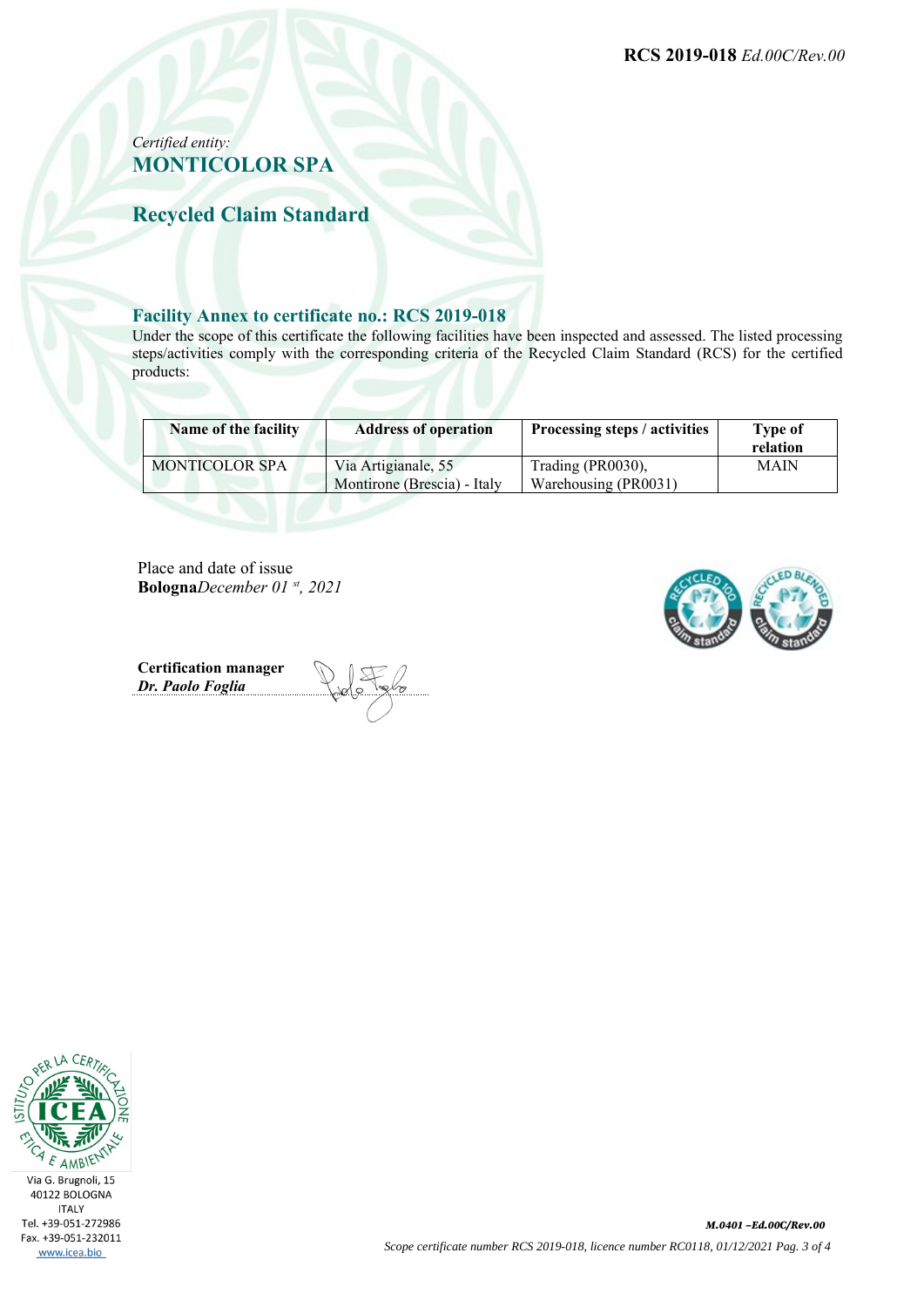*Certified entity:*
## MONTICOLOR SPA

## Recycled Claim Standard

### Facility Annex to certificate no.: RCS 2019-018

Under the scope of this certificate the following facilities have been inspected and assessed. The listed processing steps/activities comply with the corresponding criteria of the Recycled Claim Standard (RCS) for the certified products:

| Name of the facility | Address of operation | Processing steps / activities | Type of relation |
|---|---|---|---|
| MONTICOLOR SPA | Via Artigianale, 55 Montirone (Brescia) - Italy | Trading (PR0030), Warehousing (PR0031) | MAIN |

Place and date of issue
**Bologna***December 01 st, 2021*

**Certification manager**
***Dr. Paolo Foglia***

Via G. Brugnoli, 15
40122 BOLOGNA
ITALY
Tel. +39-051-272986
Fax. +39-051-232011
www.icea.bio

***M.0401 –Ed.00C/Rev.00***

*Scope certificate number RCS 2019-018, licence number RC0118, 01/12/2021*